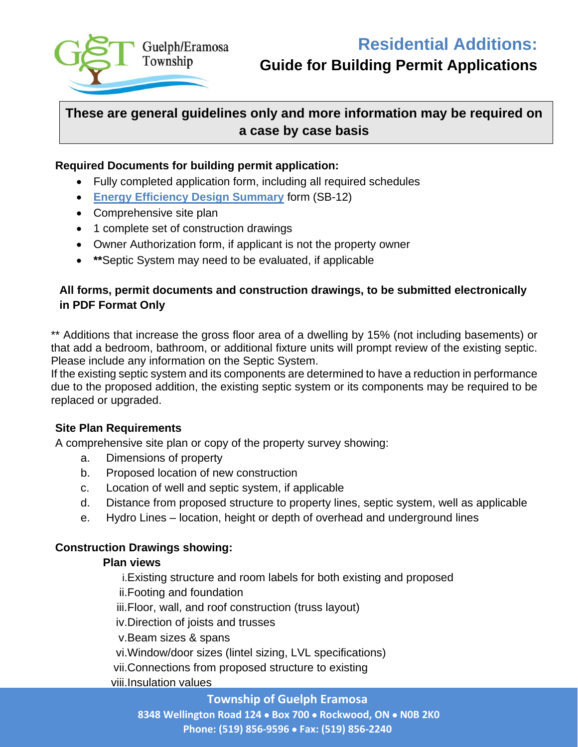Guelph/Eramosa Township

# Residential Additions:

## Guide for Building Permit Applications

**These are general guidelines only and more information may be required on a case by case basis**

**Required Documents for building permit application:**

- Fully completed application form, including all required schedules
- Energy Efficiency Design Summary form (SB-12)
- Comprehensive site plan
- 1 complete set of construction drawings
- Owner Authorization form, if applicant is not the property owner
- **\*\***Septic System may need to be evaluated, if applicable

**All forms, permit documents and construction drawings, to be submitted electronically in PDF Format Only**

** Additions that increase the gross floor area of a dwelling by 15% (not including basements) or that add a bedroom, bathroom, or additional fixture units will prompt review of the existing septic. Please include any information on the Septic System.
If the existing septic system and its components are determined to have a reduction in performance due to the proposed addition, the existing septic system or its components may be required to be replaced or upgraded.

**Site Plan Requirements**

A comprehensive site plan or copy of the property survey showing:

a. Dimensions of property
b. Proposed location of new construction
c. Location of well and septic system, if applicable
d. Distance from proposed structure to property lines, septic system, well as applicable
e. Hydro Lines – location, height or depth of overhead and underground lines

**Construction Drawings showing:**

**Plan views**

i. Existing structure and room labels for both existing and proposed
ii. Footing and foundation
iii. Floor, wall, and roof construction (truss layout)
iv. Direction of joists and trusses
v. Beam sizes & spans
vi. Window/door sizes (lintel sizing, LVL specifications)
vii. Connections from proposed structure to existing
viii. Insulation values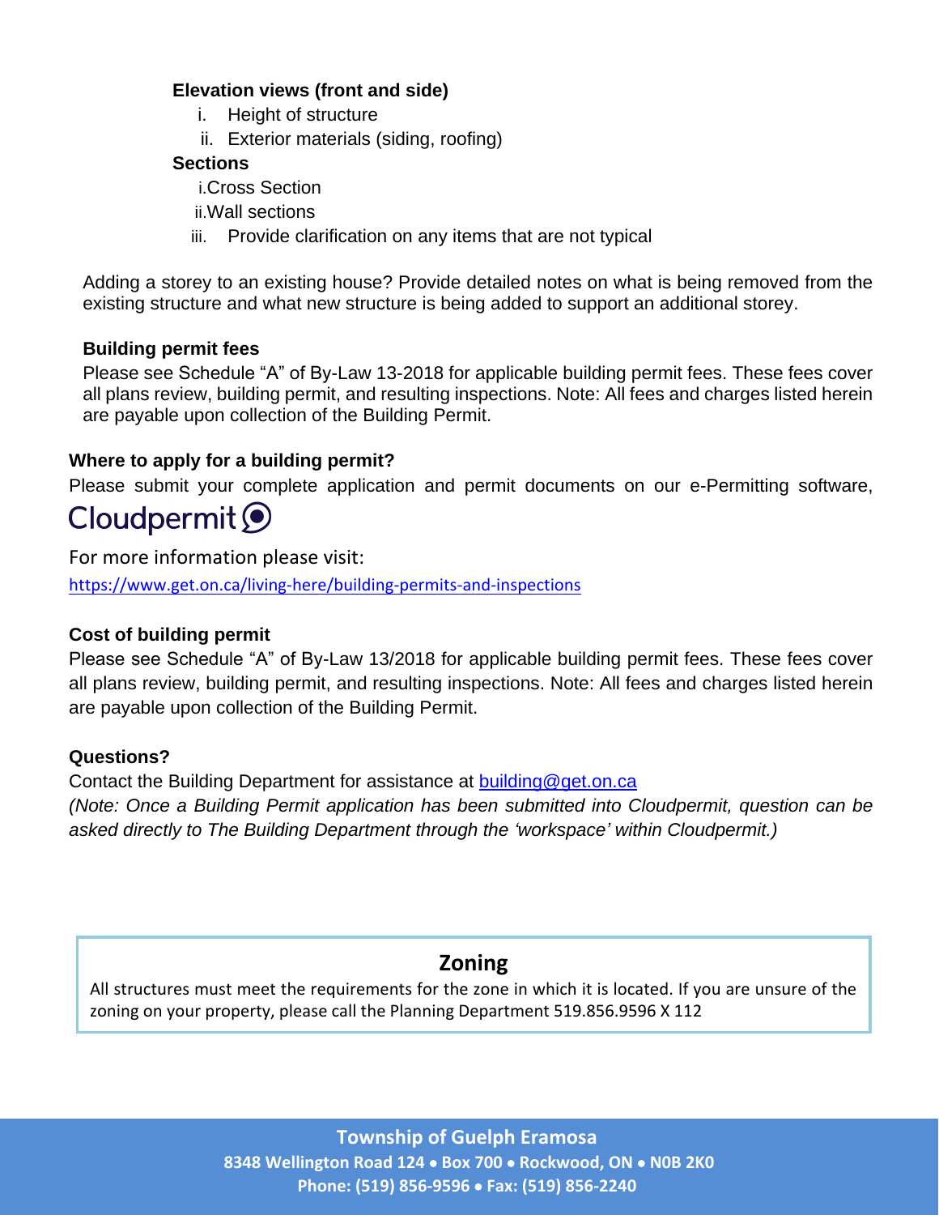**Elevation views (front and side)**

i. Height of structure
ii. Exterior materials (siding, roofing)

**Sections**

i. Cross Section
ii. Wall sections
iii. Provide clarification on any items that are not typical

Adding a storey to an existing house? Provide detailed notes on what is being removed from the existing structure and what new structure is being added to support an additional storey.

**Building permit fees**

Please see Schedule "A" of By-Law 13-2018 for applicable building permit fees. These fees cover all plans review, building permit, and resulting inspections. Note: All fees and charges listed herein are payable upon collection of the Building Permit.

### Where to apply for a building permit?

Please submit your complete application and permit documents on our e-Permitting software, Cloudpermit

For more information please visit:
https://www.get.on.ca/living-here/building-permits-and-inspections

### Cost of building permit

Please see Schedule "A" of By-Law 13/2018 for applicable building permit fees. These fees cover all plans review, building permit, and resulting inspections. Note: All fees and charges listed herein are payable upon collection of the Building Permit.

### Questions?

Contact the Building Department for assistance at building@get.on.ca
*(Note: Once a Building Permit application has been submitted into Cloudpermit, question can be asked directly to The Building Department through the 'workspace' within Cloudpermit.)*

## Zoning

All structures must meet the requirements for the zone in which it is located. If you are unsure of the zoning on your property, please call the Planning Department 519.856.9596 X 112

**Township of Guelph Eramosa**
**8348 Wellington Road 124 • Box 700 • Rockwood, ON • N0B 2K0**
**Phone: (519) 856-9596 • Fax: (519) 856-2240**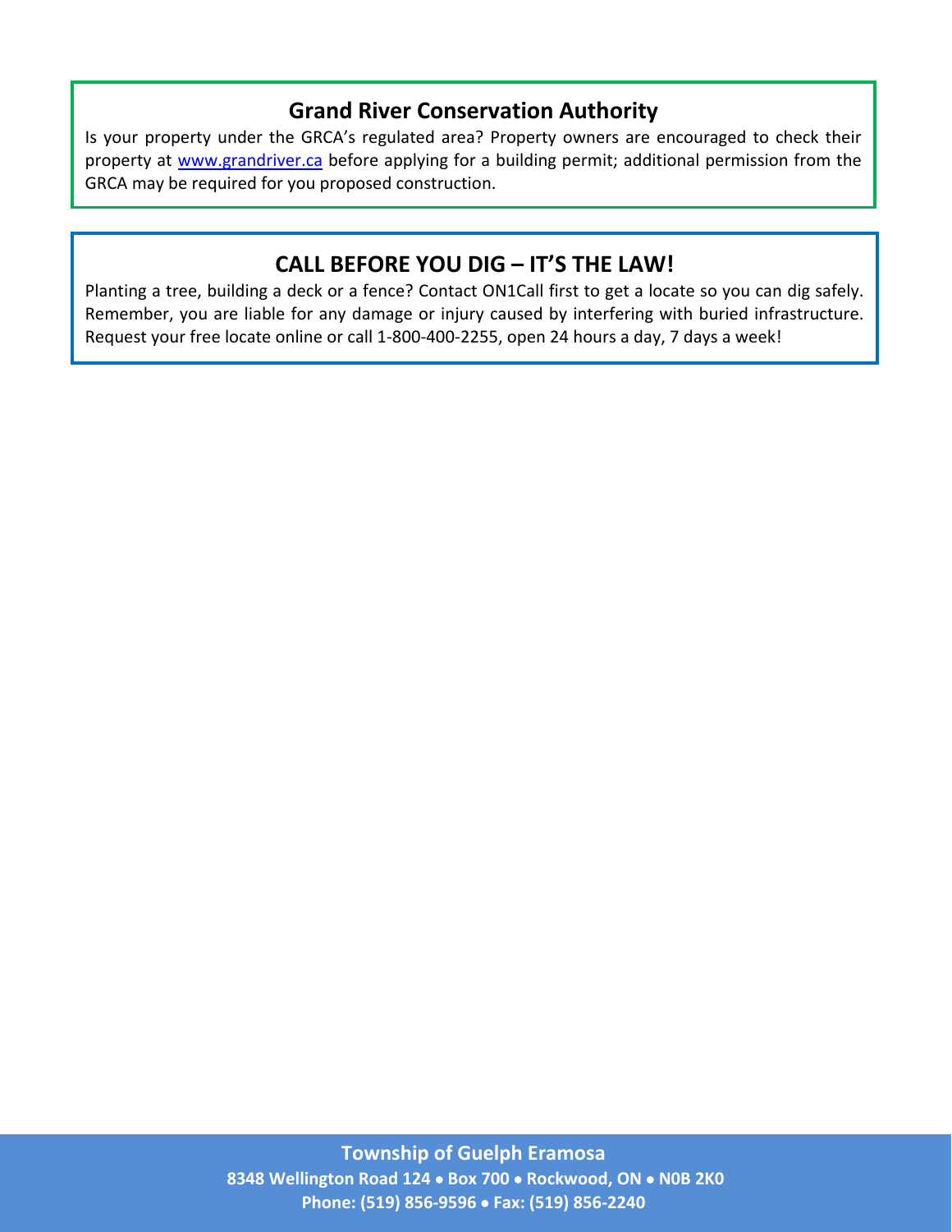## Grand River Conservation Authority

Is your property under the GRCA's regulated area? Property owners are encouraged to check their property at [www.grandriver.ca](http://www.grandriver.ca) before applying for a building permit; additional permission from the GRCA may be required for you proposed construction.

## CALL BEFORE YOU DIG – IT'S THE LAW!

Planting a tree, building a deck or a fence? Contact ON1Call first to get a locate so you can dig safely. Remember, you are liable for any damage or injury caused by interfering with buried infrastructure. Request your free locate online or call 1-800-400-2255, open 24 hours a day, 7 days a week!